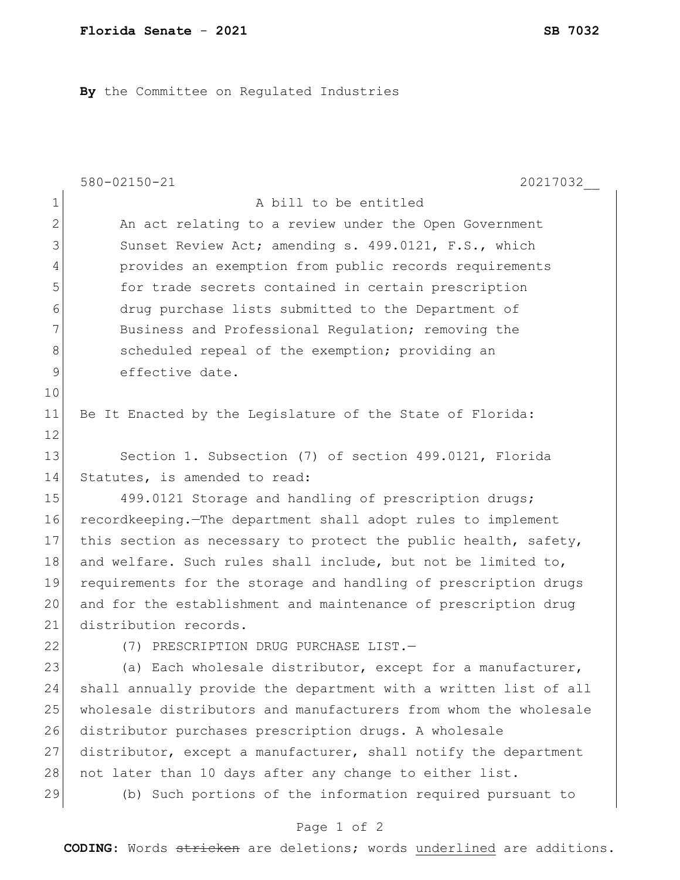**Florida Senate - 2021** **SB 7032**

**By** the Committee on Regulated Industries

580-02150-21 20217032__

A bill to be entitled

An act relating to a review under the Open Government Sunset Review Act; amending s. 499.0121, F.S., which provides an exemption from public records requirements for trade secrets contained in certain prescription drug purchase lists submitted to the Department of Business and Professional Regulation; removing the scheduled repeal of the exemption; providing an effective date.

Be It Enacted by the Legislature of the State of Florida:

Section 1. Subsection (7) of section 499.0121, Florida Statutes, is amended to read:

499.0121 Storage and handling of prescription drugs; recordkeeping.—The department shall adopt rules to implement this section as necessary to protect the public health, safety, and welfare. Such rules shall include, but not be limited to, requirements for the storage and handling of prescription drugs and for the establishment and maintenance of prescription drug distribution records.

(7) PRESCRIPTION DRUG PURCHASE LIST.—

(a) Each wholesale distributor, except for a manufacturer, shall annually provide the department with a written list of all wholesale distributors and manufacturers from whom the wholesale distributor purchases prescription drugs. A wholesale distributor, except a manufacturer, shall notify the department not later than 10 days after any change to either list.

(b) Such portions of the information required pursuant to

**CODING:** Words ~~stricken~~ are deletions; words underlined are additions.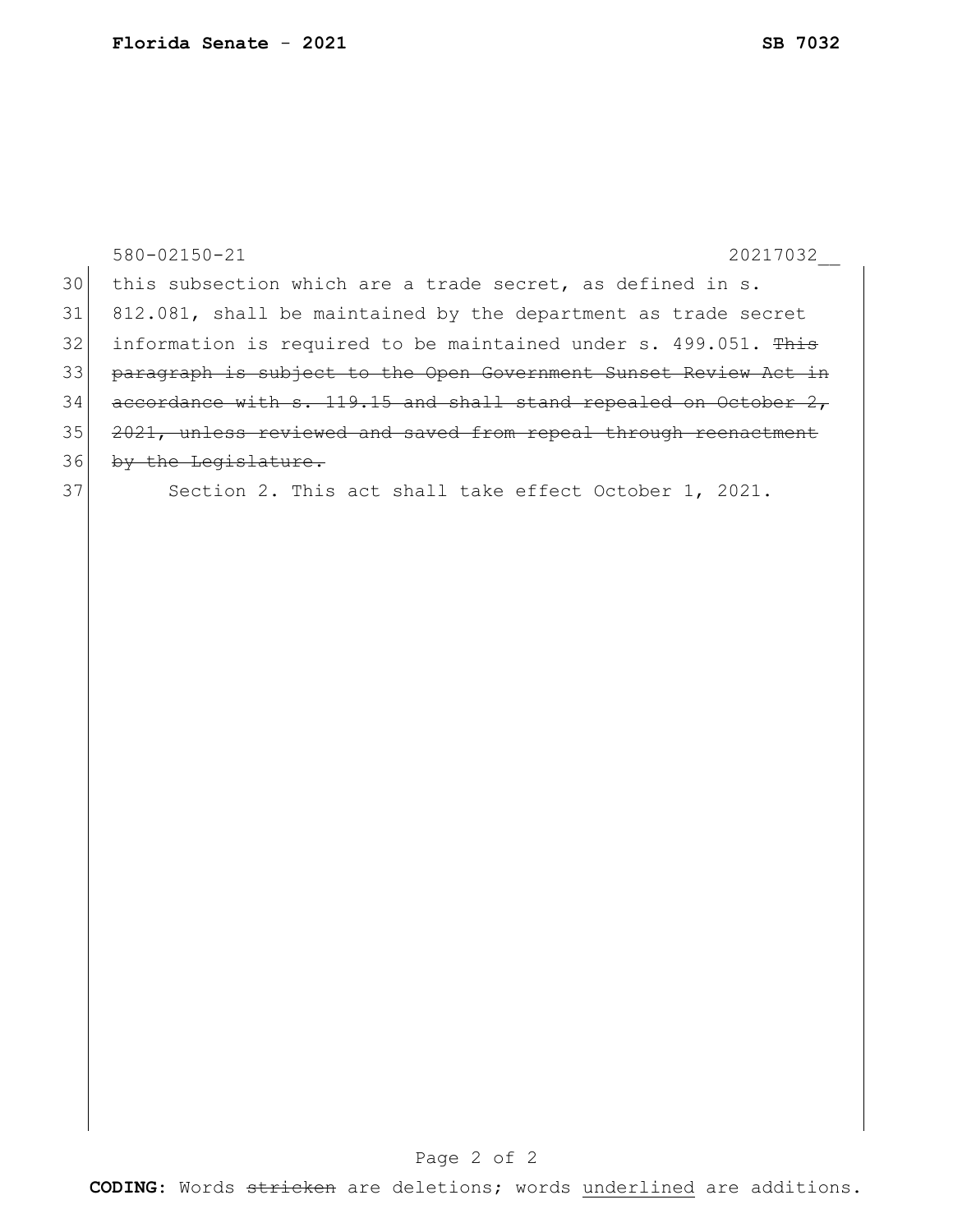580-02150-21 20217032__

30 this subsection which are a trade secret, as defined in s.
31 812.081, shall be maintained by the department as trade secret
32 information is required to be maintained under s. 499.051. ~~This~~
33 ~~paragraph is subject to the Open Government Sunset Review Act in~~
34 ~~accordance with s. 119.15 and shall stand repealed on October 2,~~
35 ~~2021, unless reviewed and saved from repeal through reenactment~~
36 ~~by the Legislature.~~
37 Section 2. This act shall take effect October 1, 2021.

**CODING:** Words ~~stricken~~ are deletions; words <u>underlined</u> are additions.